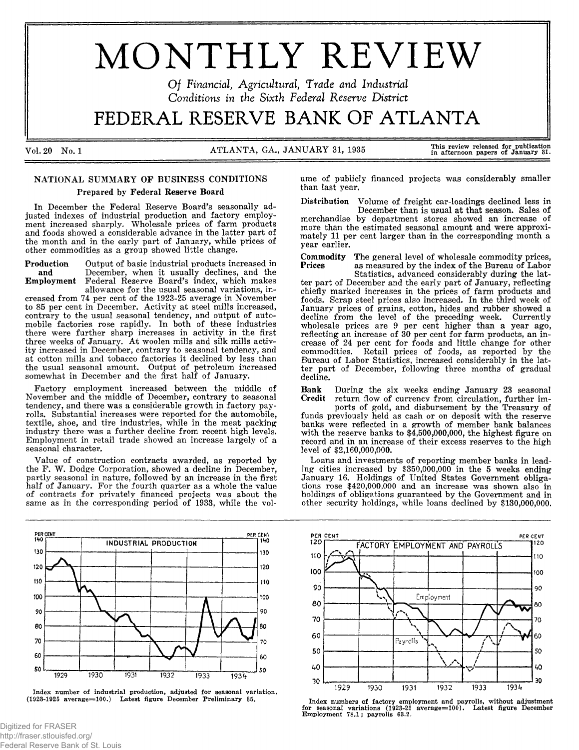# MONTHLY REVIEW

*Of Financial, Agricultural, Trade and Industrial Conditions in the Sixth Federal Reserve District*

# FEDERAL RESERVE BANK OF ATLANTA

Vol. 20 No. 1 — ATLANTA, GA., JANUARY 31, 1935 — This review released for publication in afternoon papers of January 31.

## NATIONAL SUMMARY OF BUSINESS CONDITIONS

### Prepared by Federal Reserve Board

In December the Federal Reserve Board's seasonally adjusted indexes of industrial production and factory employment increased sharply. Wholesale prices of farm products and foods showed a considerable advance in the latter part of the month and in the early part of January, while prices of other commodities as a group showed little change.

**Production and Employment** Output of basic industrial products increased in December, when it usually declines, and the Federal Reserve Board's index, which makes allowance for the usual seasonal variations, increased from 74 per cent of the 1923-25 average in November to 85 per cent in December. Activity at steel mills increased, contrary to the usual seasonal tendency, and output of automobile factories rose rapidly. In both of these industries there were further sharp increases in activity in the first three weeks of January. At woolen mills and silk mills activity increased in December, contrary to seasonal tendency, and at cotton mills and tobacco factories it declined by less than the usual seasonal amount. Output of petroleum increased somewhat in December and the first half of January.

Factory employment increased between the middle of November and the middle of December, contrary to seasonal tendency, and there was a considerable growth in factory payrolls. Substantial increases were reported for the automobile, textile, shoe, and tire industries, while in the meat packing industry there was a further decline from recent high levels. Employment in retail trade showed an increase largely of a seasonal character.

Value of construction contracts awarded, as reported by the F. W. Dodge Corporation, showed a decline in December, partly seasonal in nature, followed by an increase in the first half of January. For the fourth quarter as a whole the value of contracts for privately financed projects was about the same as in the corresponding period of 1933, while the volume of publicly financed projects was considerably smaller than last year.

**Distribution** Volume of freight car-loadings declined less in December than is usual at that season. Sales of merchandise by department stores showed an increase of more than the estimated seasonal amount and were approximately 11 per cent larger than in the corresponding month a year earlier.

**Commodity Prices** The general level of wholesale commodity prices, as measured by the index of the Bureau of Labor Statistics, advanced considerably during the latter part of December and the early part of January, reflecting chiefly marked increases in the prices of farm products and foods. Scrap steel prices also increased. In the third week of January prices of grains, cotton, hides and rubber showed a decline from the level of the preceding week. Currently wholesale prices are 9 per cent higher than a year ago, reflecting an increase of 30 per cent for farm products, an increase of 24 per cent for foods and little change for other commodities. Retail prices of foods, as reported by the Bureau of Labor Statistics, increased considerably in the latter part of December, following three months of gradual decline.

**Bank Credit** During the six weeks ending January 23 seasonal return flow of currency from circulation, further imports of gold, and disbursement by the Treasury of funds previously held as cash or on deposit with the reserve banks were reflected in a growth of member bank balances with the reserve banks to $4,500,000,000, the highest figure on record and in an increase of their excess reserves to the high level of $2,160,000,000.

Loans and investments of reporting member banks in leading cities increased by $350,000,000 in the 5 weeks ending January 16. Holdings of United States Government obligations rose $420,000,000 and an increase was shown also in holdings of obligations guaranteed by the Government and in other security holdings, while loans declined by $130,000,000.

Index number of industrial production, adjusted for seasonal variation. (1923-1925 average=100.) Latest figure December Preliminary 85.

Index numbers of factory employment and payrolls, without adjustment for seasonal variations (1923-25 average=100). Latest figure December Employment 78.1; payrolls 63.2.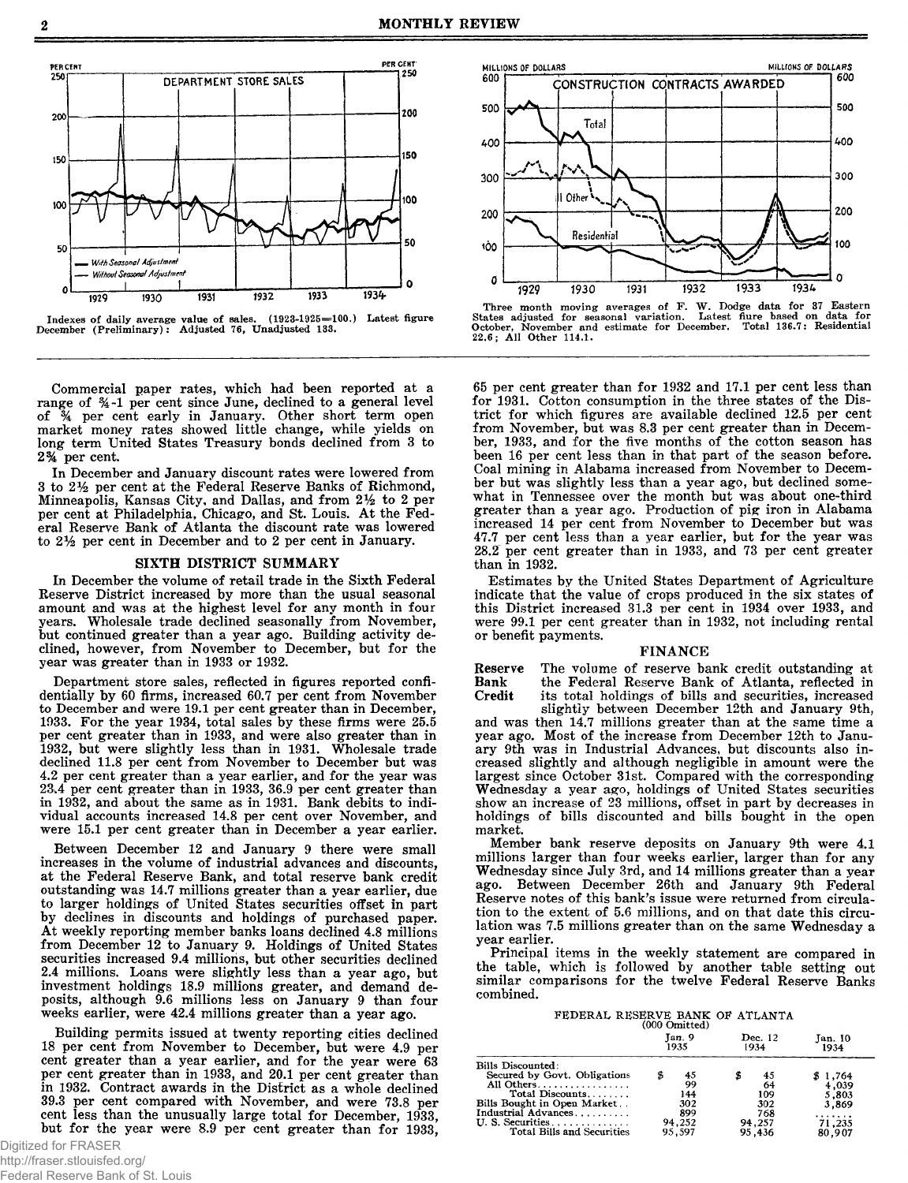DEPARTMENT STORE SALES

Indexes of daily average value of sales. (1923-1925=100.) Latest figure December (Preliminary): Adjusted 76, Unadjusted 133.

CONSTRUCTION CONTRACTS AWARDED

Three month moving averages of F. W. Dodge data for 37 Eastern States adjusted for seasonal variation. Latest fiure based on data for October, November and estimate for December. Total 136.7: Residential 22.6; All Other 114.1.

Commercial paper rates, which had been reported at a range of ¾-1 per cent since June, declined to a general level of ¾ per cent early in January. Other short term open market money rates showed little change, while yields on long term United States Treasury bonds declined from 3 to 2¾ per cent.

In December and January discount rates were lowered from 3 to 2½ per cent at the Federal Reserve Banks of Richmond, Minneapolis, Kansas City, and Dallas, and from 2½ to 2 per per cent at Philadelphia, Chicago, and St. Louis. At the Federal Reserve Bank of Atlanta the discount rate was lowered to 2½ per cent in December and to 2 per cent in January.

## SIXTH DISTRICT SUMMARY

In December the volume of retail trade in the Sixth Federal Reserve District increased by more than the usual seasonal amount and was at the highest level for any month in four years. Wholesale trade declined seasonally from November, but continued greater than a year ago. Building activity declined, however, from November to December, but for the year was greater than in 1933 or 1932.

Department store sales, reflected in figures reported confidentially by 60 firms, increased 60.7 per cent from November to December and were 19.1 per cent greater than in December, 1933. For the year 1934, total sales by these firms were 25.5 per cent greater than in 1933, and were also greater than in 1932, but were slightly less than in 1931. Wholesale trade declined 11.8 per cent from November to December but was 4.2 per cent greater than a year earlier, and for the year was 23.4 per cent greater than in 1933, 36.9 per cent greater than in 1932, and about the same as in 1931. Bank debits to individual accounts increased 14.8 per cent over November, and were 15.1 per cent greater than in December a year earlier.

Between December 12 and January 9 there were small increases in the volume of industrial advances and discounts, at the Federal Reserve Bank, and total reserve bank credit outstanding was 14.7 millions greater than a year earlier, due to larger holdings of United States securities offset in part by declines in discounts and holdings of purchased paper. At weekly reporting member banks loans declined 4.8 millions from December 12 to January 9. Holdings of United States securities increased 9.4 millions, but other securities declined 2.4 millions. Loans were slightly less than a year ago, but investment holdings 18.9 millions greater, and demand deposits, although 9.6 millions less on January 9 than four weeks earlier, were 42.4 millions greater than a year ago.

Building permits issued at twenty reporting cities declined 18 per cent from November to December, but were 4.9 per cent greater than a year earlier, and for the year were 63 per cent greater than in 1933, and 20.1 per cent greater than in 1932. Contract awards in the District as a whole declined 39.3 per cent compared with November, and were 73.8 per cent less than the unusually large total for December, 1933, but for the year were 8.9 per cent greater than for 1933, 65 per cent greater than for 1932 and 17.1 per cent less than for 1931. Cotton consumption in the three states of the District for which figures are available declined 12.5 per cent from November, but was 8.3 per cent greater than in December, 1933, and for the five months of the cotton season has been 16 per cent less than in that part of the season before. Coal mining in Alabama increased from November to December but was slightly less than a year ago, but declined somewhat in Tennessee over the month but was about one-third greater than a year ago. Production of pig iron in Alabama increased 14 per cent from November to December but was 47.7 per cent less than a year earlier, but for the year was 28.2 per cent greater than in 1933, and 73 per cent greater than in 1932.

Estimates by the United States Department of Agriculture indicate that the value of crops produced in the six states of this District increased 31.3 per cent in 1934 over 1933, and were 99.1 per cent greater than in 1932, not including rental or benefit payments.

## FINANCE

**Reserve Bank Credit** The volume of reserve bank credit outstanding at the Federal Reserve Bank of Atlanta, reflected in its total holdings of bills and securities, increased slightly between December 12th and January 9th, and was then 14.7 millions greater than at the same time a year ago. Most of the increase from December 12th to January 9th was in Industrial Advances, but discounts also increased slightly and although negligible in amount were the largest since October 31st. Compared with the corresponding Wednesday a year ago, holdings of United States securities show an increase of 23 millions, offset in part by decreases in holdings of bills discounted and bills bought in the open market.

Member bank reserve deposits on January 9th were 4.1 millions larger than four weeks earlier, larger than for any Wednesday since July 3rd, and 14 millions greater than a year ago. Between December 26th and January 9th Federal Reserve notes of this bank's issue were returned from circulation to the extent of 5.6 millions, and on that date this circulation was 7.5 millions greater than on the same Wednesday a year earlier.

Principal items in the weekly statement are compared in the table, which is followed by another table setting out similar comparisons for the twelve Federal Reserve Banks combined.

FEDERAL RESERVE BANK OF ATLANTA
(000 Omitted)

| | Jan. 9 1935 | Dec. 12 1934 | Jan. 10 1934 |
|---|---|---|---|
| Bills Discounted: | | | |
| Secured by Govt. Obligations | $ 45 | $ 45 | $ 1,764 |
| All Others | 99 | 64 | 4,039 |
| Total Discounts | 144 | 109 | 5,803 |
| Bills Bought in Open Market | 302 | 302 | 3,869 |
| Industrial Advances | 899 | 768 | ...... |
| U. S. Securities | 94,252 | 94,257 | 71,235 |
| Total Bills and Securities | 95,597 | 95,436 | 80,907 |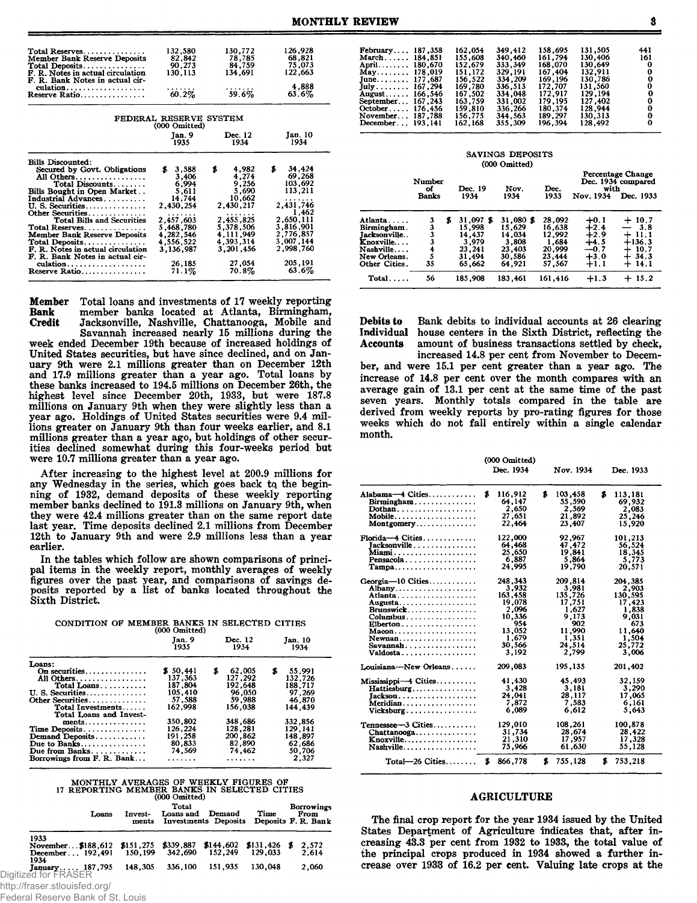| | | | |
|---|---|---|---|
| Total Reserves | 132,580 | 130,772 | 126,928 |
| Member Bank Reserve Deposits | 82,842 | 78,785 | 68,821 |
| Total Deposits | 90,273 | 84,759 | 75,073 |
| F. R. Notes in actual circulation | 130,113 | 134,691 | 122,663 |
| F. R. Bank Notes in actual circulation | ....... | ....... | 4,888 |
| Reserve Ratio | 60.2% | 59.6% | 63.6% |

FEDERAL RESERVE SYSTEM
(000 Omitted)

| | Jan. 9 1935 | Dec. 12 1934 | Jan. 10 1934 |
|---|---|---|---|
| Bills Discounted: | | | |
| Secured by Govt. Obligations | $ 3,588 | $ 4,982 | $ 34,424 |
| All Others | 3,406 | 4,274 | 69,268 |
| Total Discounts | 6,994 | 9,256 | 103,692 |
| Bills Bought in Open Market | 5,611 | 5,690 | 113,211 |
| Industrial Advances | 14,744 | 10,662 | ....... |
| U. S. Securities | 2,430,254 | 2,430,217 | 2,431,746 |
| Other Securities | ....... | ....... | 1,462 |
| Total Bills and Securities | 2,457,603 | 2,455,825 | 2,650,111 |
| Total Reserves | 5,468,780 | 5,378,506 | 3,816,901 |
| Member Bank Reserve Deposits | 4,282,546 | 4,111,949 | 2,776,857 |
| Total Deposits | 4,556,522 | 4,393,314 | 3,007,144 |
| F. R. Notes in actual circulation | 3,136,987 | 3,201,456 | 2,998,760 |
| F. R. Bank Notes in actual circulation | 26,185 | 27,054 | 205,191 |
| Reserve Ratio | 71.1% | 70.8% | 63.6% |

**Member Bank Credit** Total loans and investments of 17 weekly reporting member banks located at Atlanta, Birmingham, Jacksonville, Nashville, Chattanooga, Mobile and Savannah increased nearly 15 millions during the week ended December 19th because of increased holdings of United States securities, but have since declined, and on January 9th were 2.1 millions greater than on December 12th and 17.9 millions greater than a year ago. Total loans by these banks increased to 194.5 millions on December 26th, the highest level since December 20th, 1933, but were 187.8 millions on January 9th when they were slightly less than a year ago. Holdings of United States securities were 9.4 millions greater on January 9th than four weeks earlier, and 8.1 millions greater than a year ago, but holdings of other securities declined somewhat during this four-weeks period but were 10.7 millions greater than a year ago.

After increasing to the highest level at 200.9 millions for any Wednesday in the series, which goes back to the beginning of 1932, demand deposits of these weekly reporting member banks declined to 191.3 millions on January 9th, when they were 42.4 millions greater than on the same report date last year. Time deposits declined 2.1 millions from December 12th to January 9th and were 2.9 millions less than a year earlier.

In the tables which follow are shown comparisons of principal items in the weekly report, monthly averages of weekly figures over the past year, and comparisons of savings deposits reported by a list of banks located throughout the Sixth District.

CONDITION OF MEMBER BANKS IN SELECTED CITIES
(000 Omitted)

| | Jan. 9 1935 | Dec. 12 1934 | Jan. 10 1934 |
|---|---|---|---|
| Loans: | | | |
| On securities | $ 50,441 | $ 62,005 | $ 55,991 |
| All Others | 137,363 | 127,292 | 132,726 |
| Total Loans | 187,804 | 192,648 | 188,717 |
| U. S. Securities | 105,410 | 96,050 | 97,269 |
| Other Securities | 57,588 | 59,988 | 46,870 |
| Total Investments | 162,998 | 156,038 | 144,439 |
| Total Loans and Investments | 350,802 | 348,686 | 332,856 |
| Time Deposits | 126,224 | 128,281 | 129,141 |
| Demand Deposits | 191,258 | 200,862 | 148,897 |
| Due to Banks | 80,833 | 82,890 | 62,686 |
| Due from Banks | 74,569 | 74,462 | 50,706 |
| Borrowings from F. R. Bank | ....... | ....... | 2,327 |

MONTHLY AVERAGES OF WEEKLY FIGURES OF 17 REPORTING MEMBER BANKS IN SELECTED CITIES
(000 Omitted)

| | Loans | Investments | Total Loans and Investments | Demand Deposits | Time Deposits | Borrowings From F. R. Bank |
|---|---|---|---|---|---|---|
| 1933 | | | | | | |
| November | $188,612 | $151,275 | $339,887 | $144,602 | $131,426 | $ 2,572 |
| December | 192,491 | 150,199 | 342,690 | 152,249 | 129,033 | 2,614 |
| 1934 | | | | | | |
| January | 187,795 | 148,305 | 336,100 | 151,935 | 130,048 | 2,060 |
| February | 187,358 | 162,054 | 349,412 | 158,695 | 131,505 | 441 |
| March | 184,851 | 155,608 | 340,460 | 161,794 | 130,406 | 161 |
| April | 180,670 | 152,679 | 333,349 | 168,070 | 130,649 | 0 |
| May | 178,019 | 151,172 | 329,191 | 167,404 | 132,911 | 0 |
| June | 177,687 | 156,522 | 334,209 | 169,196 | 130,786 | 0 |
| July | 167,294 | 169,780 | 336,513 | 172,707 | 131,560 | 0 |
| August | 166,546 | 167,502 | 334,048 | 172,917 | 129,194 | 0 |
| September | 167,243 | 163,759 | 331,002 | 179,195 | 127,402 | 0 |
| October | 176,456 | 159,810 | 336,266 | 180,374 | 128,944 | 0 |
| November | 187,788 | 156,775 | 344,563 | 189,297 | 130,313 | 0 |
| December | 193,141 | 162,168 | 355,309 | 196,394 | 128,492 | 0 |

SAVINGS DEPOSITS
(000 Omitted)

| | Number of Banks | Dec. 19 1934 | Nov. 1934 | Dec. 1933 | Percentage Change Dec. 1934 compared with Nov. 1934 | Dec. 1933 |
|---|---|---|---|---|---|---|
| Atlanta | 3 | $ 31,097 | $ 31,080 | $ 28,092 | +0.1 | + 10.7 |
| Birmingham | 3 | 15,998 | 15,629 | 16,638 | +2.4 | — 3.8 |
| Jacksonville | 3 | 14,437 | 14,034 | 12,992 | +2.9 | + 11.1 |
| Knoxville | 3 | 3,979 | 3,808 | 1,684 | +4.5 | +136.3 |
| Nashville | 4 | 23,241 | 23,403 | 20,999 | —0.7 | + 10.7 |
| New Orleans | 5 | 31,494 | 30,586 | 23,444 | +3.0 | + 34.3 |
| Other Cities | 35 | 65,662 | 64,921 | 57,567 | +1.1 | + 14.1 |
| Total | 56 | 185,908 | 183,461 | 161,416 | +1.3 | + 15.2 |

**Debits to Individual Accounts** Bank debits to individual accounts at 26 clearing house centers in the Sixth District, reflecting the amount of business transactions settled by check, increased 14.8 per cent from November to December, and were 15.1 per cent greater than a year ago. The increase of 14.8 per cent over the month compares with an average gain of 13.1 per cent at the same time of the past seven years. Monthly totals compared in the table are derived from weekly reports by pro-rating figures for those weeks which do not fall entirely within a single calendar month.

(000 Omitted)

| | Dec. 1934 | Nov. 1934 | Dec. 1933 |
|---|---|---|---|
| Alabama—4 Cities | $ 116,912 | $ 103,458 | $ 113,181 |
| Birmingham | 64,147 | 55,590 | 69,932 |
| Dothan | 2,650 | 2,569 | 2,083 |
| Mobile | 27,651 | 21,892 | 25,246 |
| Montgomery | 22,464 | 23,407 | 15,920 |
| Florida—4 Cities | 122,000 | 92,967 | 101,213 |
| Jacksonville | 64,468 | 47,472 | 56,524 |
| Miami | 25,650 | 19,841 | 18,345 |
| Pensacola | 6,887 | 5,864 | 5,773 |
| Tampa | 24,995 | 19,790 | 20,571 |
| Georgia—10 Cities | 248,343 | 209,814 | 204,385 |
| Albany | 3,932 | 3,981 | 2,903 |
| Atlanta | 163,458 | 135,726 | 130,595 |
| Augusta | 19,078 | 17,751 | 17,423 |
| Brunswick | 2,096 | 1,627 | 1,838 |
| Columbus | 10,336 | 9,173 | 9,031 |
| Elberton | 954 | 902 | 673 |
| Macon | 13,052 | 11,990 | 11,640 |
| Newnan | 1,679 | 1,351 | 1,504 |
| Savannah | 30,566 | 24,514 | 25,772 |
| Valdosta | 3,192 | 2,799 | 3,006 |
| Louisiana—New Orleans | 209,083 | 195,135 | 201,402 |
| Mississippi—4 Cities | 41,430 | 45,493 | 32,159 |
| Hattiesburg | 3,428 | 3,181 | 3,290 |
| Jackson | 24,041 | 28,117 | 17,065 |
| Meridian | 7,872 | 7,583 | 6,161 |
| Vicksburg | 6,089 | 6,612 | 5,643 |
| Tennessee—3 Cities | 129,010 | 108,261 | 100,878 |
| Chattanooga | 31,734 | 28,674 | 28,422 |
| Knoxville | 21,310 | 17,957 | 17,328 |
| Nashville | 75,966 | 61,630 | 55,128 |
| Total—26 Cities | $ 866,778 | $ 755,128 | $ 753,218 |

## AGRICULTURE

The final crop report for the year 1934 issued by the United States Department of Agriculture indicates that, after increasing 43.3 per cent from 1932 to 1933, the total value of the principal crops produced in 1934 showed a further increase over 1933 of 16.2 per cent. Valuing late crops at the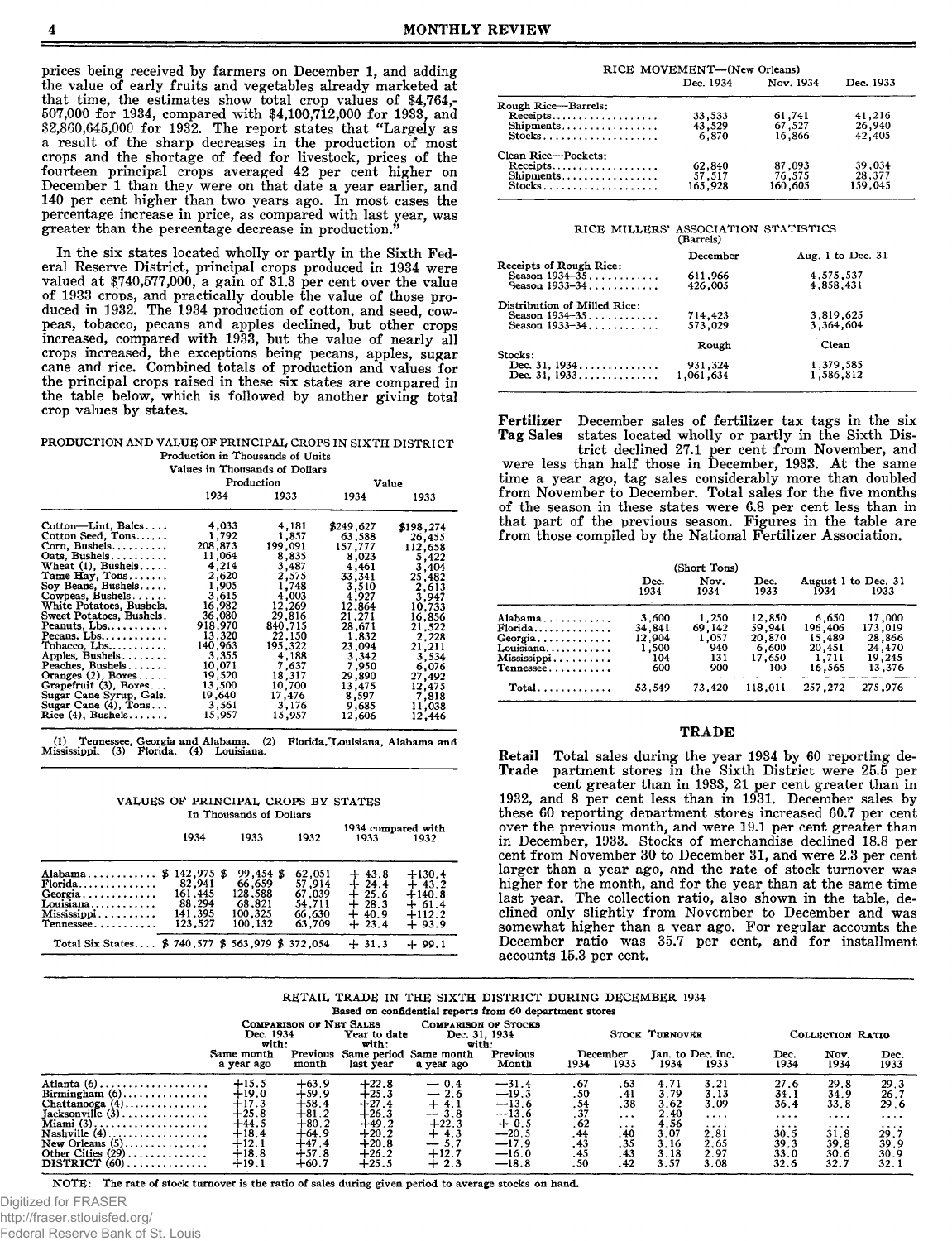prices being received by farmers on December 1, and adding the value of early fruits and vegetables already marketed at that time, the estimates show total crop values of $4,764,-507,000 for 1934, compared with $4,100,712,000 for 1933, and $2,860,645,000 for 1932. The report states that "Largely as a result of the sharp decreases in the production of most crops and the shortage of feed for livestock, prices of the fourteen principal crops averaged 42 per cent higher on December 1 than they were on that date a year earlier, and 140 per cent higher than two years ago. In most cases the percentage increase in price, as compared with last year, was greater than the percentage decrease in production."

In the six states located wholly or partly in the Sixth Federal Reserve District, principal crops produced in 1934 were valued at $740,577,000, a gain of 31.3 per cent over the value of 1933 crops, and practically double the value of those produced in 1932. The 1934 production of cotton, and seed, cowpeas, tobacco, pecans and apples declined, but other crops increased, compared with 1933, but the value of nearly all crops increased, the exceptions being pecans, apples, sugar cane and rice. Combined totals of production and values for the principal crops raised in these six states are compared in the table below, which is followed by another giving total crop values by states.

PRODUCTION AND VALUE OF PRINCIPAL CROPS IN SIXTH DISTRICT

Production in Thousands of Units
Values in Thousands of Dollars

| | Production | | Value | |
|---|---|---|---|---|
| | 1934 | 1933 | 1934 | 1933 |
| Cotton—Lint, Bales | 4,033 | 4,181 | $249,627 | $198,274 |
| Cotton Seed, Tons | 1,792 | 1,857 | 63,588 | 26,455 |
| Corn, Bushels | 208,873 | 199,091 | 157,777 | 112,658 |
| Oats, Bushels | 11,064 | 8,835 | 8,023 | 5,422 |
| Wheat (1), Bushels | 4,214 | 3,487 | 4,461 | 3,404 |
| Tame Hay, Tons | 2,620 | 2,575 | 33,341 | 25,482 |
| Soy Beans, Bushels | 1,905 | 1,748 | 3,510 | 2,613 |
| Cowpeas, Bushels | 3,615 | 4,003 | 4,927 | 3,947 |
| White Potatoes, Bushels | 16,982 | 12,269 | 12,864 | 10,733 |
| Sweet Potatoes, Bushels | 36,080 | 29,816 | 21,271 | 16,856 |
| Peanuts, Lbs. | 918,970 | 840,715 | 28,671 | 21,522 |
| Pecans, Lbs. | 13,320 | 22,150 | 1,832 | 2,228 |
| Tobacco, Lbs. | 140,963 | 195,322 | 23,094 | 21,211 |
| Apples, Bushels | 3,355 | 4,188 | 3,342 | 3,534 |
| Peaches, Bushels | 10,071 | 7,637 | 7,950 | 6,076 |
| Oranges (2), Boxes | 19,520 | 18,317 | 29,890 | 27,492 |
| Grapefruit (3), Boxes | 13,500 | 10,700 | 13,475 | 12,475 |
| Sugar Cane Syrup, Gals. | 19,640 | 17,476 | 8,597 | 7,818 |
| Sugar Cane (4), Tons | 3,561 | 3,176 | 9,685 | 11,038 |
| Rice (4), Bushels | 15,957 | 15,957 | 12,606 | 12,446 |

(1) Tennessee, Georgia and Alabama. (2) Florida, Louisiana, Alabama and Mississippi. (3) Florida. (4) Louisiana.

VALUES OF PRINCIPAL CROPS BY STATES

In Thousands of Dollars

| | 1934 | 1933 | 1932 | 1934 compared with 1933 | 1932 |
|---|---|---|---|---|---|
| Alabama | $ 142,975 | $ 99,454 | $ 62,051 | + 43.8 | +130.4 |
| Florida | 82,941 | 66,659 | 57,914 | + 24.4 | + 43.2 |
| Georgia | 161,445 | 128,588 | 67,039 | + 25.6 | +140.8 |
| Louisiana | 88,294 | 68,821 | 54,711 | + 28.3 | + 61.4 |
| Mississippi | 141,395 | 100,325 | 66,630 | + 40.9 | +112.2 |
| Tennessee | 123,527 | 100,132 | 63,709 | + 23.4 | + 93.9 |
| Total Six States | $ 740,577 | $ 563,979 | $ 372,054 | + 31.3 | + 99.1 |

RICE MOVEMENT—(New Orleans)

| | Dec. 1934 | Nov. 1934 | Dec. 1933 |
|---|---|---|---|
| Rough Rice—Barrels: | | | |
| Receipts | 33,533 | 61,741 | 41,216 |
| Shipments | 43,529 | 67,527 | 26,940 |
| Stocks | 6,870 | 16,866 | 42,405 |
| Clean Rice—Pockets: | | | |
| Receipts | 62,840 | 87,093 | 39,034 |
| Shipments | 57,517 | 76,575 | 28,377 |
| Stocks | 165,928 | 160,605 | 159,045 |

RICE MILLERS' ASSOCIATION STATISTICS
(Barrels)

| | December | Aug. 1 to Dec. 31 |
|---|---|---|
| Receipts of Rough Rice: | | |
| Season 1934–35 | 611,966 | 4,575,537 |
| Season 1933–34 | 426,005 | 4,858,431 |
| Distribution of Milled Rice: | | |
| Season 1934–35 | 714,423 | 3,819,625 |
| Season 1933–34 | 573,029 | 3,364,604 |
| | Rough | Clean |
| Stocks: | | |
| Dec. 31, 1934 | 931,324 | 1,379,585 |
| Dec. 31, 1933 | 1,061,634 | 1,586,812 |

**Fertilizer Tag Sales** December sales of fertilizer tax tags in the six states located wholly or partly in the Sixth District declined 27.1 per cent from November, and were less than half those in December, 1933. At the same time a year ago, tag sales considerably more than doubled from November to December. Total sales for the five months of the season in these states were 6.8 per cent less than in that part of the previous season. Figures in the table are from those compiled by the National Fertilizer Association.

(Short Tons)

| | Dec. 1934 | Nov. 1934 | Dec. 1933 | August 1 to Dec. 31 1934 | 1933 |
|---|---|---|---|---|---|
| Alabama | 3,600 | 1,250 | 12,850 | 6,650 | 17,000 |
| Florida | 34,841 | 69,142 | 59,941 | 196,406 | 173,019 |
| Georgia | 12,904 | 1,057 | 20,870 | 15,489 | 28,866 |
| Louisiana | 1,500 | 940 | 6,600 | 20,451 | 24,470 |
| Mississippi | 104 | 131 | 17,650 | 1,711 | 19,245 |
| Tennessee | 600 | 900 | 100 | 16,565 | 13,376 |
| Total | 53,549 | 73,420 | 118,011 | 257,272 | 275,976 |

## TRADE

**Retail Trade** Total sales during the year 1934 by 60 reporting department stores in the Sixth District were 25.5 per cent greater than in 1933, 21 per cent greater than in 1932, and 8 per cent less than in 1931. December sales by these 60 reporting department stores increased 60.7 per cent over the previous month, and were 19.1 per cent greater than in December, 1933. Stocks of merchandise declined 18.8 per cent from November 30 to December 31, and were 2.3 per cent larger than a year ago, and the rate of stock turnover was higher for the month, and for the year than at the same time last year. The collection ratio, also shown in the table, declined only slightly from November to December and was somewhat higher than a year ago. For regular accounts the December ratio was 35.7 per cent, and for installment accounts 15.3 per cent.

RETAIL TRADE IN THE SIXTH DISTRICT DURING DECEMBER 1934

Based on confidential reports from 60 department stores

| | Comparison of Net Sales Dec. 1934 with: | | Year to date with: | Comparison of Stocks Dec. 31, 1934 with: | | Stock Turnover | | | | Collection Ratio | | |
|---|---|---|---|---|---|---|---|---|---|---|---|---|
| | Same month a year ago | Previous month | Same period last year | Same month a year ago | Previous Month | December 1934 | December 1933 | Jan. to Dec. inc. 1934 | Jan. to Dec. inc. 1933 | Dec. 1934 | Nov. 1934 | Dec. 1933 |
| Atlanta (6) | +15.5 | +63.9 | +22.8 | − 0.4 | −31.4 | .67 | .63 | 4.71 | 3.21 | 27.6 | 29.8 | 29.3 |
| Birmingham (6) | +19.0 | +59.9 | +25.3 | − 2.6 | −19.3 | .50 | .41 | 3.79 | 3.13 | 34.1 | 34.9 | 26.7 |
| Chattanooga (4) | +17.3 | +58.4 | +27.4 | + 4.1 | −13.6 | .54 | .38 | 3.62 | 3.09 | 36.4 | 33.8 | 29.6 |
| Jacksonville (3) | +25.8 | +81.2 | +26.3 | − 3.8 | −13.6 | .37 | .... | 2.40 | .... | .... | .... | .... |
| Miami (3) | +44.5 | +80.2 | +49.2 | +22.3 | + 0.5 | .62 | .... | 4.56 | .... | .... | .... | .... |
| Nashville (4) | +18.4 | +64.9 | +20.2 | + 4.3 | −20.5 | .44 | .40 | 3.07 | 2.81 | 30.5 | 31.8 | 29.7 |
| New Orleans (5) | +12.1 | +47.4 | +20.8 | − 5.7 | −17.9 | .43 | .35 | 3.16 | 2.65 | 39.3 | 39.8 | 39.9 |
| Other Cities (29) | +18.8 | +57.8 | +26.2 | +12.7 | −16.0 | .45 | .43 | 3.18 | 2.97 | 33.0 | 30.6 | 30.9 |
| DISTRICT (60) | +19.1 | +60.7 | +25.5 | + 2.3 | −18.8 | .50 | .42 | 3.57 | 3.08 | 32.6 | 32.7 | 32.1 |

NOTE: The rate of stock turnover is the ratio of sales during given period to average stocks on hand.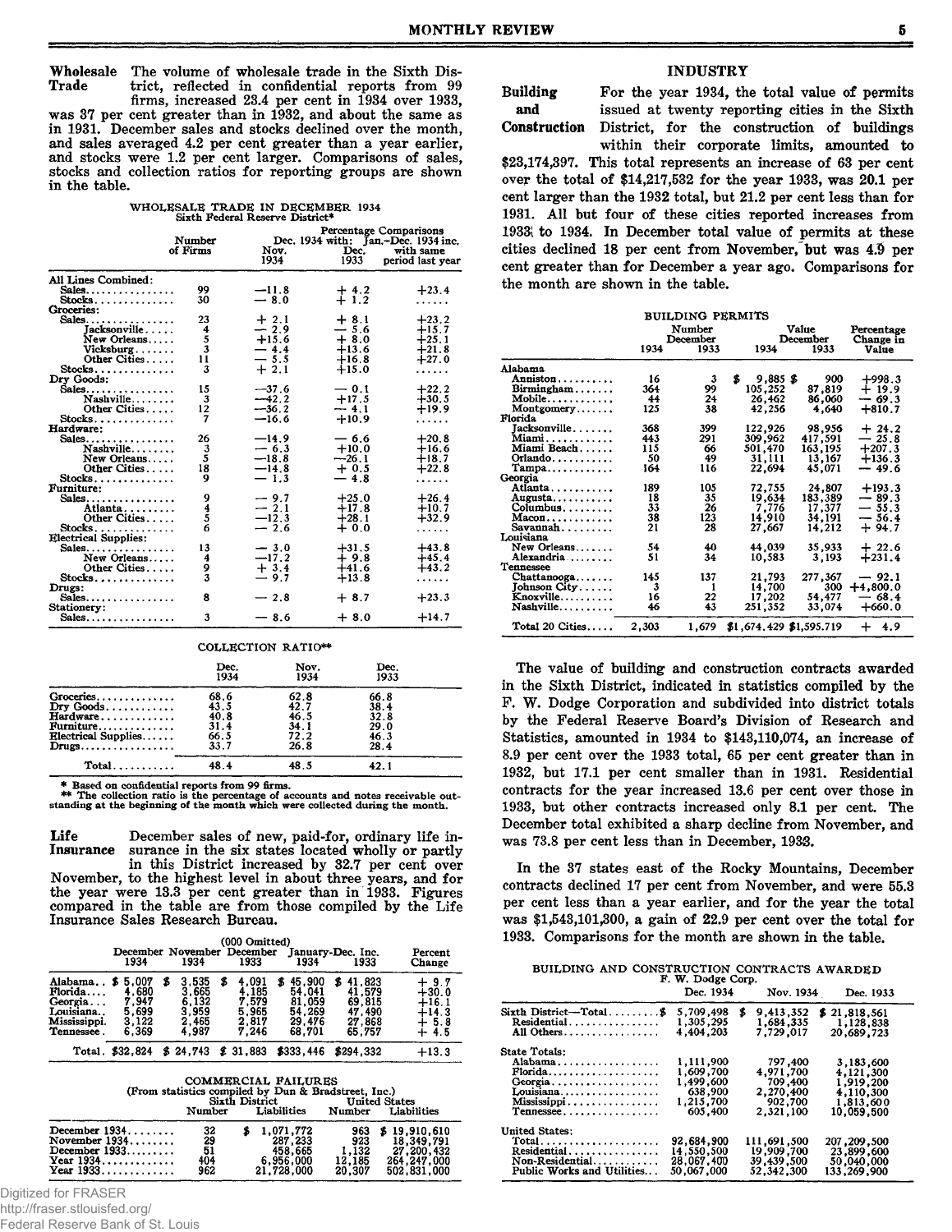**Wholesale Trade** The volume of wholesale trade in the Sixth District, reflected in confidential reports from 99 firms, increased 23.4 per cent in 1934 over 1933, was 37 per cent greater than in 1932, and about the same as in 1931. December sales and stocks declined over the month, and sales averaged 4.2 per cent greater than a year earlier, and stocks were 1.2 per cent larger. Comparisons of sales, stocks and collection ratios for reporting groups are shown in the table.

WHOLESALE TRADE IN DECEMBER 1934
Sixth Federal Reserve District*

| | Number of Firms | Percentage Comparisons Dec. 1934 with: Nov. 1934 | Dec. 1933 | Jan.-Dec. 1934 inc. with same period last year |
|---|---|---|---|---|
| All Lines Combined: | | | | |
| Sales | 99 | —11.8 | + 4.2 | +23.4 |
| Stocks | 30 | — 8.0 | + 1.2 | ...... |
| Groceries: | | | | |
| Sales | 23 | + 2.1 | + 8.1 | +23.2 |
| Jacksonville | 4 | — 2.9 | — 5.6 | +15.7 |
| New Orleans | 5 | +15.6 | + 8.0 | +25.1 |
| Vicksburg | 3 | — 4.4 | +13.6 | +21.8 |
| Other Cities | 11 | — 5.5 | +16.8 | +27.0 |
| Stocks | 3 | + 2.1 | +15.0 | ...... |
| Dry Goods: | | | | |
| Sales | 15 | —37.6 | — 0.1 | +22.2 |
| Nashville | 3 | —42.2 | +17.5 | +30.5 |
| Other Cities | 12 | —36.2 | — 4.1 | +19.9 |
| Stocks | 7 | —16.6 | +10.9 | ...... |
| Hardware: | | | | |
| Sales | 26 | —14.9 | — 6.6 | +20.8 |
| Nashville | 3 | — 6.3 | +10.0 | +16.6 |
| New Orleans | 5 | —18.8 | —26.1 | +18.7 |
| Other Cities | 18 | —14.8 | + 0.5 | +22.8 |
| Stocks | 9 | — 1.3 | — 4.8 | ...... |
| Furniture: | | | | |
| Sales | 9 | — 9.7 | +25.0 | +26.4 |
| Atlanta | 4 | — 2.1 | +17.8 | +10.7 |
| Other Cities | 5 | —12.3 | +28.1 | +32.9 |
| Stocks | 6 | — 2.6 | + 0.0 | ...... |
| Electrical Supplies: | | | | |
| Sales | 13 | — 3.0 | +31.5 | +43.8 |
| New Orleans | 4 | —17.2 | + 9.8 | +45.4 |
| Other Cities | 9 | + 3.4 | +41.6 | +43.2 |
| Stocks | 3 | — 9.7 | +13.8 | ...... |
| Drugs: | | | | |
| Sales | 8 | — 2.8 | + 8.7 | +23.3 |
| Stationery: | | | | |
| Sales | 3 | — 8.6 | + 8.0 | +14.7 |

COLLECTION RATIO**

| | Dec. 1934 | Nov. 1934 | Dec. 1933 |
|---|---|---|---|
| Groceries | 68.6 | 62.8 | 66.8 |
| Dry Goods | 43.5 | 42.7 | 38.4 |
| Hardware | 40.8 | 46.5 | 32.8 |
| Furniture | 31.4 | 34.1 | 29.0 |
| Electrical Supplies | 66.5 | 72.2 | 46.3 |
| Drugs | 33.7 | 26.8 | 28.4 |
| Total | 48.4 | 48.5 | 42.1 |

\* Based on confidential reports from 99 firms.
\*\* The collection ratio is the percentage of accounts and notes receivable outstanding at the beginning of the month which were collected during the month.

**Life Insurance** December sales of new, paid-for, ordinary life insurance in the six states located wholly or partly in this District increased by 32.7 per cent over November, to the highest level in about three years, and for the year were 13.3 per cent greater than in 1933. Figures compared in the table are from those compiled by the Life Insurance Sales Research Bureau.

(000 Omitted)

| | December 1934 | November 1934 | December 1933 | January-Dec. Inc. 1934 | 1933 | Percent Change |
|---|---|---|---|---|---|---|
| Alabama | $ 5,007 | $ 3,535 | $ 4,091 | $ 45,900 | $ 41,823 | + 9.7 |
| Florida | 4,680 | 3,665 | 4,185 | 54,041 | 41,579 | +30.0 |
| Georgia | 7,947 | 6,132 | 7,579 | 81,059 | 69,815 | +16.1 |
| Louisiana | 5,699 | 3,959 | 5,965 | 54,269 | 47,490 | +14.3 |
| Mississippi | 3,122 | 2,465 | 2,817 | 29,476 | 27,868 | + 5.8 |
| Tennessee | 6,369 | 4,987 | 7,246 | 68,701 | 65,757 | + 4.5 |
| Total | $32,824 | $ 24,743 | $ 31,883 | $333,446 | $294,332 | +13.3 |

COMMERCIAL FAILURES
(From statistics compiled by Dun & Bradstreet, Inc.)

| | Sixth District Number | Liabilities | United States Number | Liabilities |
|---|---|---|---|---|
| December 1934 | 32 | $ 1,071,772 | 963 | $ 19,910,610 |
| November 1934 | 29 | 287,233 | 923 | 18,349,791 |
| December 1933 | 51 | 458,665 | 1,132 | 27,200,432 |
| Year 1934 | 404 | 6,956,000 | 12,185 | 264,247,000 |
| Year 1933 | 962 | 21,728,000 | 20,307 | 502,831,000 |

## INDUSTRY

**Building and Construction** For the year 1934, the total value of permits issued at twenty reporting cities in the Sixth District, for the construction of buildings within their corporate limits, amounted to $23,174,397. This total represents an increase of 63 per cent over the total of $14,217,532 for the year 1933, was 20.1 per cent larger than the 1932 total, but 21.2 per cent less than for 1931. All but four of these cities reported increases from 1933 to 1934. In December total value of permits at these cities declined 18 per cent from November, but was 4.9 per cent greater than for December a year ago. Comparisons for the month are shown in the table.

BUILDING PERMITS

| | Number December 1934 | 1933 | Value December 1934 | 1933 | Percentage Change in Value |
|---|---|---|---|---|---|
| Alabama | | | | | |
| Anniston | 16 | 3 | $ 9,885 | $ 900 | +998.3 |
| Birmingham | 364 | 99 | 105,252 | 87,819 | + 19.9 |
| Mobile | 44 | 24 | 26,462 | 86,060 | — 69.3 |
| Montgomery | 125 | 38 | 42,256 | 4,640 | +810.7 |
| Florida | | | | | |
| Jacksonville | 368 | 399 | 122,926 | 98,956 | + 24.2 |
| Miami | 443 | 291 | 309,962 | 417,591 | — 25.8 |
| Miami Beach | 115 | 66 | 501,470 | 163,195 | +207.3 |
| Orlando | 50 | 49 | 31,111 | 13,167 | +136.3 |
| Tampa | 164 | 116 | 22,694 | 45,071 | — 49.6 |
| Georgia | | | | | |
| Atlanta | 189 | 105 | 72,755 | 24,807 | +193.3 |
| Augusta | 18 | 35 | 19,634 | 183,389 | — 89.3 |
| Columbus | 33 | 26 | 7,776 | 17,377 | — 55.3 |
| Macon | 38 | 123 | 14,910 | 34,191 | — 56.4 |
| Savannah | 21 | 28 | 27,667 | 14,212 | + 94.7 |
| Louisiana | | | | | |
| New Orleans | 54 | 40 | 44,039 | 35,933 | + 22.6 |
| Alexandria | 51 | 34 | 10,583 | 3,193 | +231.4 |
| Tennessee | | | | | |
| Chattanooga | 145 | 137 | 21,793 | 277,367 | — 92.1 |
| Johnson City | 3 | 1 | 14,700 | 300 | +4,800.0 |
| Knoxville | 16 | 22 | 17,202 | 54,477 | — 68.4 |
| Nashville | 46 | 43 | 251,352 | 33,074 | +660.0 |
| Total 20 Cities | 2,303 | 1,679 | $1,674,429 | $1,595,719 | + 4.9 |

The value of building and construction contracts awarded in the Sixth District, indicated in statistics compiled by the F. W. Dodge Corporation and subdivided into district totals by the Federal Reserve Board's Division of Research and Statistics, amounted in 1934 to $143,110,074, an increase of 8.9 per cent over the 1933 total, 65 per cent greater than in 1932, but 17.1 per cent smaller than in 1931. Residential contracts for the year increased 13.6 per cent over those in 1933, but other contracts increased only 8.1 per cent. The December total exhibited a sharp decline from November, and was 73.8 per cent less than in December, 1933.

In the 37 states east of the Rocky Mountains, December contracts declined 17 per cent from November, and were 55.3 per cent less than a year earlier, and for the year the total was $1,543,101,300, a gain of 22.9 per cent over the total for 1933. Comparisons for the month are shown in the table.

BUILDING AND CONSTRUCTION CONTRACTS AWARDED
F. W. Dodge Corp.

| | Dec. 1934 | Nov. 1934 | Dec. 1933 |
|---|---|---|---|
| Sixth District—Total | $ 5,709,498 | $ 9,413,352 | $ 21,818,561 |
| Residential | 1,305,295 | 1,684,335 | 1,128,838 |
| All Others | 4,404,203 | 7,729,017 | 20,689,723 |
| State Totals: | | | |
| Alabama | 1,111,900 | 797,400 | 3,183,600 |
| Florida | 1,609,700 | 4,971,700 | 4,121,300 |
| Georgia | 1,499,600 | 709,400 | 1,919,200 |
| Louisiana | 638,900 | 2,270,400 | 4,110,300 |
| Mississippi | 1,215,700 | 902,700 | 1,813,600 |
| Tennessee | 605,400 | 2,321,100 | 10,059,500 |
| United States: | | | |
| Total | 92,684,900 | 111,691,500 | 207,209,500 |
| Residential | 14,550,500 | 19,909,700 | 23,899,600 |
| Non-Residential | 28,067,400 | 39,439,500 | 50,040,000 |
| Public Works and Utilities | 50,067,000 | 52,342,300 | 133,269,900 |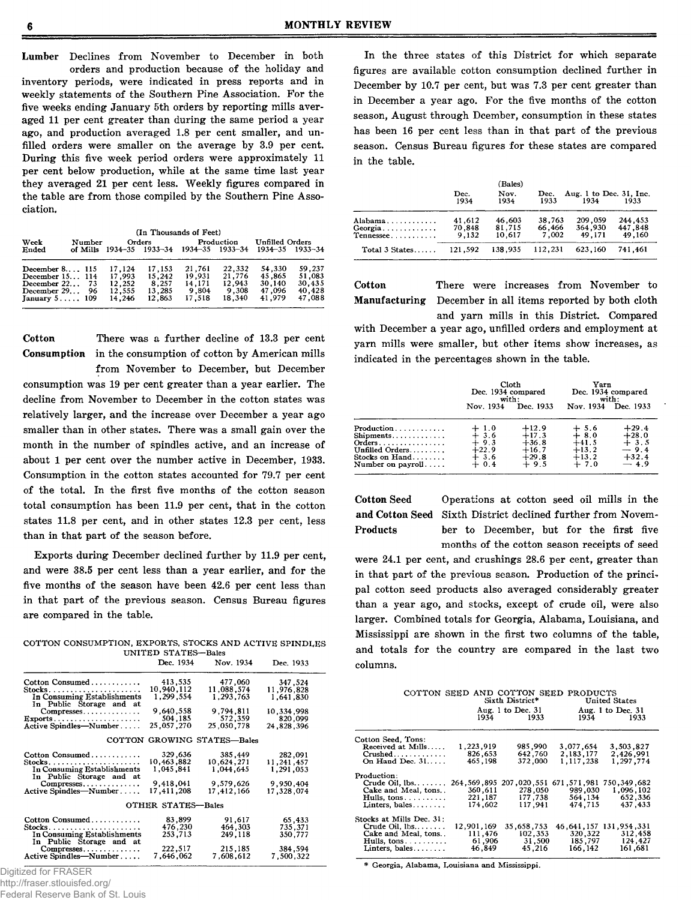**Lumber** Declines from November to December in both orders and production because of the holiday and inventory periods, were indicated in press reports and in weekly statements of the Southern Pine Association. For the five weeks ending January 5th orders by reporting mills averaged 11 per cent greater than during the same period a year ago, and production averaged 1.8 per cent smaller, and unfilled orders were smaller on the average by 3.9 per cent. During this five week period orders were approximately 11 per cent below production, while at the same time last year they averaged 21 per cent less. Weekly figures compared in the table are from those compiled by the Southern Pine Association.

(In Thousands of Feet)

| Week Ended | Number of Mills | Orders 1934–35 | Orders 1933–34 | Production 1934–35 | Production 1933–34 | Unfilled Orders 1934–35 | Unfilled Orders 1933–34 |
|---|---|---|---|---|---|---|---|
| December 8.... | 115 | 17,124 | 17,153 | 21,761 | 22,332 | 54,330 | 59,237 |
| December 15... | 114 | 17,993 | 15,242 | 19,931 | 21,776 | 45,865 | 51,083 |
| December 22... | 73 | 12,252 | 8,257 | 14,171 | 12,943 | 30,140 | 30,435 |
| December 29... | 96 | 12,555 | 13,285 | 9,804 | 9,308 | 47,096 | 40,428 |
| January 5..... | 109 | 14,246 | 12,863 | 17,518 | 18,340 | 41,979 | 47,088 |

**Cotton Consumption** There was a further decline of 13.3 per cent in the consumption of cotton by American mills from November to December, but December consumption was 19 per cent greater than a year earlier. The decline from November to December in the cotton states was relatively larger, and the increase over December a year ago smaller than in other states. There was a small gain over the month in the number of spindles active, and an increase of about 1 per cent over the number active in December, 1933. Consumption in the cotton states accounted for 79.7 per cent of the total. In the first five months of the cotton season total consumption has been 11.9 per cent, that in the cotton states 11.8 per cent, and in other states 12.3 per cent, less than in that part of the season before.

Exports during December declined further by 11.9 per cent, and were 38.5 per cent less than a year earlier, and for the five months of the season have been 42.6 per cent less than in that part of the previous season. Census Bureau figures are compared in the table.

COTTON CONSUMPTION, EXPORTS, STOCKS AND ACTIVE SPINDLES
UNITED STATES—Bales

| | Dec. 1934 | Nov. 1934 | Dec. 1933 |
|---|---|---|---|
| Cotton Consumed............ | 413,535 | 477,060 | 347,524 |
| Stocks..................... | 10,940,112 | 11,088,574 | 11,976,828 |
| In Consuming Establishments | 1,299,554 | 1,293,763 | 1,641,830 |
| In Public Storage and at Compresses............ | 9,640,558 | 9,794,811 | 10,334,998 |
| Exports.................... | 504,185 | 572,359 | 820,099 |
| Active Spindles—Number..... | 25,057,270 | 25,050,778 | 24,828,396 |
| **COTTON GROWING STATES—Bales** | | | |
| Cotton Consumed............ | 329,636 | 385,449 | 282,091 |
| Stocks..................... | 10,463,882 | 10,624,271 | 11,241,457 |
| In Consuming Establishments | 1,045,841 | 1,044,645 | 1,291,053 |
| In Public Storage and at Compresses............ | 9,418,041 | 9,579,626 | 9,950,404 |
| Active Spindles—Number..... | 17,411,208 | 17,412,166 | 17,328,074 |
| **OTHER STATES—Bales** | | | |
| Cotton Consumed............ | 83,899 | 91,617 | 65,433 |
| Stocks..................... | 476,230 | 464,303 | 735,371 |
| In Consuming Establishments | 253,713 | 249,118 | 350,777 |
| In Public Storage and at Compresses............ | 222,517 | 215,185 | 384,594 |
| Active Spindles—Number..... | 7,646,062 | 7,608,612 | 7,500,322 |

In the three states of this District for which separate figures are available cotton consumption declined further in December by 10.7 per cent, but was 7.3 per cent greater than in December a year ago. For the five months of the cotton season, August through Dcember, consumption in these states has been 16 per cent less than in that part of the previous season. Census Bureau figures for these states are compared in the table.

(Bales)

| | Dec. 1934 | Nov. 1934 | Dec. 1933 | Aug. 1 to Dec. 31, Inc. 1934 | 1933 |
|---|---|---|---|---|---|
| Alabama............ | 41,612 | 46,603 | 38,763 | 209,059 | 244,453 |
| Georgia............ | 70,848 | 81,715 | 66,466 | 364,930 | 447,848 |
| Tennessee.......... | 9,132 | 10,617 | 7,002 | 49,171 | 49,160 |
| Total 3 States...... | 121,592 | 138,935 | 112,231 | 623,160 | 741,461 |

**Cotton Manufacturing** There were increases from November to December in all items reported by both cloth and yarn mills in this District. Compared with December a year ago, unfilled orders and employment at yarn mills were smaller, but other items show increases, as indicated in the percentages shown in the table.

| | Cloth Dec. 1934 compared with: Nov. 1934 | Dec. 1933 | Yarn Dec. 1934 compared with: Nov. 1934 | Dec. 1933 |
|---|---|---|---|---|
| Production............ | + 1.0 | +12.9 | + 5.6 | +29.4 |
| Shipments............. | + 3.6 | +17.3 | + 8.0 | +28.0 |
| Orders................ | + 9.3 | +36.8 | +41.5 | + 3.5 |
| Unfilled Orders........ | +22.9 | +16.7 | +13.2 | — 9.4 |
| Stocks on Hand........ | + 3.6 | +29.8 | +13.2 | +32.4 |
| Number on payroll..... | + 0.4 | + 9.5 | + 7.0 | — 4.9 |

**Cotton Seed and Cotton Seed Products** Operations at cotton seed oil mills in the Sixth District declined further from November to December, but for the first five months of the cotton season receipts of seed were 24.1 per cent, and crushings 28.6 per cent, greater than in that part of the previous season. Production of the principal cotton seed products also averaged considerably greater than a year ago, and stocks, except of crude oil, were also larger. Combined totals for Georgia, Alabama, Louisiana, and Mississippi are shown in the first two columns of the table, and totals for the country are compared in the last two columns.

COTTON SEED AND COTTON SEED PRODUCTS

| | Sixth District* Aug. 1 to Dec. 31 1934 | 1933 | United States Aug. 1 to Dec. 31 1934 | 1933 |
|---|---|---|---|---|
| **Cotton Seed, Tons:** | | | | |
| Received at Mills..... | 1,223,919 | 985,990 | 3,077,654 | 3,503,827 |
| Crushed............... | 826,653 | 642,760 | 2,183,177 | 2,426,991 |
| On Hand Dec. 31....... | 465,198 | 372,000 | 1,117,238 | 1,297,774 |
| **Production:** | | | | |
| Crude Oil, lbs........ | 264,569,895 | 207,020,551 | 671,571,981 | 750,349,682 |
| Cake and Meal, tons.. | 360,611 | 278,050 | 989,030 | 1,096,102 |
| Hulls, tons.......... | 221,187 | 177,738 | 564,134 | 652,336 |
| Linters, bales........ | 174,602 | 117,941 | 474,715 | 437,433 |
| **Stocks at Mills Dec. 31:** | | | | |
| Crude Oil, lbs........ | 12,901,169 | 35,658,753 | 46,641,157 | 131,954,331 |
| Cake and Meal, tons.. | 111,476 | 102,353 | 320,322 | 312,458 |
| Hulls, tons.......... | 61,906 | 31,500 | 185,797 | 124,427 |
| Linters, bales........ | 46,849 | 45,216 | 166,142 | 161,681 |

\* Georgia, Alabama, Louisiana and Mississippi.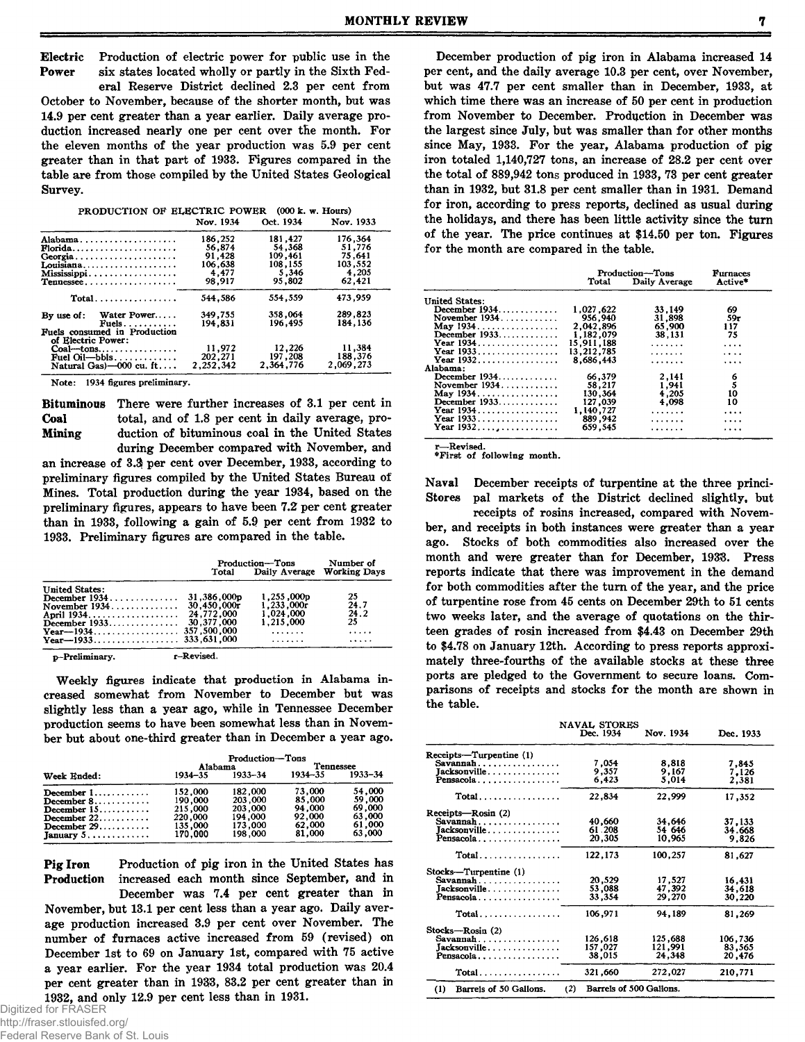**Electric Power** Production of electric power for public use in the six states located wholly or partly in the Sixth Federal Reserve District declined 2.3 per cent from October to November, because of the shorter month, but was 14.9 per cent greater than a year earlier. Daily average production increased nearly one per cent over the month. For the eleven months of the year production was 5.9 per cent greater than in that part of 1933. Figures compared in the table are from those compiled by the United States Geological Survey.

PRODUCTION OF ELECTRIC POWER (000 k. w. Hours)

| | Nov. 1934 | Oct. 1934 | Nov. 1933 |
|---|---|---|---|
| Alabama | 186,252 | 181,427 | 176,364 |
| Florida | 56,874 | 54,368 | 51,776 |
| Georgia | 91,428 | 109,461 | 75,641 |
| Louisiana | 106,638 | 108,155 | 103,552 |
| Mississippi | 4,477 | 5,346 | 4,205 |
| Tennessee | 98,917 | 95,802 | 62,421 |
| Total | 544,586 | 554,559 | 473,959 |
| By use of: Water Power | 349,755 | 358,064 | 289,823 |
| Fuels | 194,831 | 196,495 | 184,136 |
| Fuels consumed in Production of Electric Power: | | | |
| Coal—tons | 11,972 | 12,226 | 11,384 |
| Fuel Oil—bbls | 202,271 | 197,208 | 188,376 |
| Natural Gas)—000 cu. ft | 2,252,342 | 2,364,776 | 2,069,273 |

Note: 1934 figures preliminary.

**Bituminous Coal Mining** There were further increases of 3.1 per cent in total, and of 1.8 per cent in daily average, production of bituminous coal in the United States during December compared with November, and an increase of 3.3 per cent over December, 1933, according to preliminary figures compiled by the United States Bureau of Mines. Total production during the year 1934, based on the preliminary figures, appears to have been 7.2 per cent greater than in 1933, following a gain of 5.9 per cent from 1932 to 1933. Preliminary figures are compared in the table.

| | Production—Tons | | Number of |
|---|---|---|---|
| | Total | Daily Average | Working Days |
| United States: | | | |
| December 1934 | 31,386,000p | 1,255,000p | 25 |
| November 1934 | 30,450,000r | 1,233,000r | 24.7 |
| April 1934 | 24,772,000 | 1,024,000 | 24.2 |
| December 1933 | 30,377,000 | 1,215,000 | 25 |
| Year—1934 | 357,500,000 | ....... | ..... |
| Year—1933 | 333,631,000 | ....... | ..... |

p—Preliminary. r—Revised.

Weekly figures indicate that production in Alabama increased somewhat from November to December but was slightly less than a year ago, while in Tennessee December production seems to have been somewhat less than in November but about one-third greater than in December a year ago.

| | Production—Tons | | | |
|---|---|---|---|---|
| | Alabama | | Tennessee | |
| Week Ended: | 1934–35 | 1933–34 | 1934–35 | 1933–34 |
| December 1 | 152,000 | 182,000 | 73,000 | 54,000 |
| December 8 | 190,000 | 203,000 | 85,000 | 59,000 |
| December 15 | 215,000 | 203,000 | 94,000 | 69,000 |
| December 22 | 220,000 | 194,000 | 92,000 | 63,000 |
| December 29 | 135,000 | 173,000 | 62,000 | 61,000 |
| January 5 | 170,000 | 198,000 | 81,000 | 63,000 |

**Pig Iron Production** Production of pig iron in the United States has increased each month since September, and in December was 7.4 per cent greater than in November, but 13.1 per cent less than a year ago. Daily average production increased 3.9 per cent over November. The number of furnaces active increased from 59 (revised) on December 1st to 69 on January 1st, compared with 75 active a year earlier. For the year 1934 total production was 20.4 per cent greater than in 1933, 83.2 per cent greater than in 1932, and only 12.9 per cent less than in 1931.

December production of pig iron in Alabama increased 14 per cent, and the daily average 10.3 per cent, over November, but was 47.7 per cent smaller than in December, 1933, at which time there was an increase of 50 per cent in production from November to December. Production in December was the largest since July, but was smaller than for other months since May, 1933. For the year, Alabama production of pig iron totaled 1,140,727 tons, an increase of 28.2 per cent over the total of 889,942 tons produced in 1933, 73 per cent greater than in 1932, but 31.8 per cent smaller than in 1931. Demand for iron, according to press reports, declined as usual during the holidays, and there has been little activity since the turn of the year. The price continues at $14.50 per ton. Figures for the month are compared in the table.

| | Production—Tons | | Furnaces |
|---|---|---|---|
| | Total | Daily Average | Active* |
| United States: | | | |
| December 1934 | 1,027,622 | 33,149 | 69 |
| November 1934 | 956,940 | 31,898 | 59r |
| May 1934 | 2,042,896 | 65,900 | 117 |
| December 1933 | 1,182,079 | 38,131 | 75 |
| Year 1934 | 15,911,188 | ....... | .... |
| Year 1933 | 13,212,785 | ....... | .... |
| Year 1932 | 8,686,443 | ....... | .... |
| Alabama: | | | |
| December 1934 | 66,379 | 2,141 | 6 |
| November 1934 | 58,217 | 1,941 | 5 |
| May 1934 | 130,364 | 4,205 | 10 |
| December 1933 | 127,039 | 4,098 | 10 |
| Year 1934 | 1,140,727 | ....... | .... |
| Year 1933 | 889,942 | ....... | .... |
| Year 1932 | 659,545 | ....... | .... |

r—Revised.
*First of following month.

**Naval Stores** December receipts of turpentine at the three principal markets of the District declined slightly, but receipts of rosins increased, compared with November, and receipts in both instances were greater than a year ago. Stocks of both commodities also increased over the month and were greater than for December, 1933. Press reports indicate that there was improvement in the demand for both commodities after the turn of the year, and the price of turpentine rose from 45 cents on December 29th to 51 cents two weeks later, and the average of quotations on the thirteen grades of rosin increased from $4.43 on December 29th to $4.78 on January 12th. According to press reports approximately three-fourths of the available stocks at these three ports are pledged to the Government to secure loans. Comparisons of receipts and stocks for the month are shown in the table.

NAVAL STORES

| | Dec. 1934 | Nov. 1934 | Dec. 1933 |
|---|---|---|---|
| Receipts—Turpentine (1) | | | |
| Savannah | 7,054 | 8,818 | 7,845 |
| Jacksonville | 9,357 | 9,167 | 7,126 |
| Pensacola | 6,423 | 5,014 | 2,381 |
| Total | 22,834 | 22,999 | 17,352 |
| Receipts—Rosin (2) | | | |
| Savannah | 40,660 | 34,646 | 37,133 |
| Jacksonville | 61,208 | 54,646 | 34,668 |
| Pensacola | 20,305 | 10,965 | 9,826 |
| Total | 122,173 | 100,257 | 81,627 |
| Stocks—Turpentine (1) | | | |
| Savannah | 20,529 | 17,527 | 16,431 |
| Jacksonville | 53,088 | 47,392 | 34,618 |
| Pensacola | 33,354 | 29,270 | 30,220 |
| Total | 106,971 | 94,189 | 81,269 |
| Stocks—Rosin (2) | | | |
| Savannah | 126,618 | 125,688 | 106,736 |
| Jacksonville | 157,027 | 121,991 | 83,565 |
| Pensacola | 38,015 | 24,348 | 20,476 |
| Total | 321,660 | 272,027 | 210,771 |

(1) Barrels of 50 Gallons. (2) Barrels of 500 Gallons.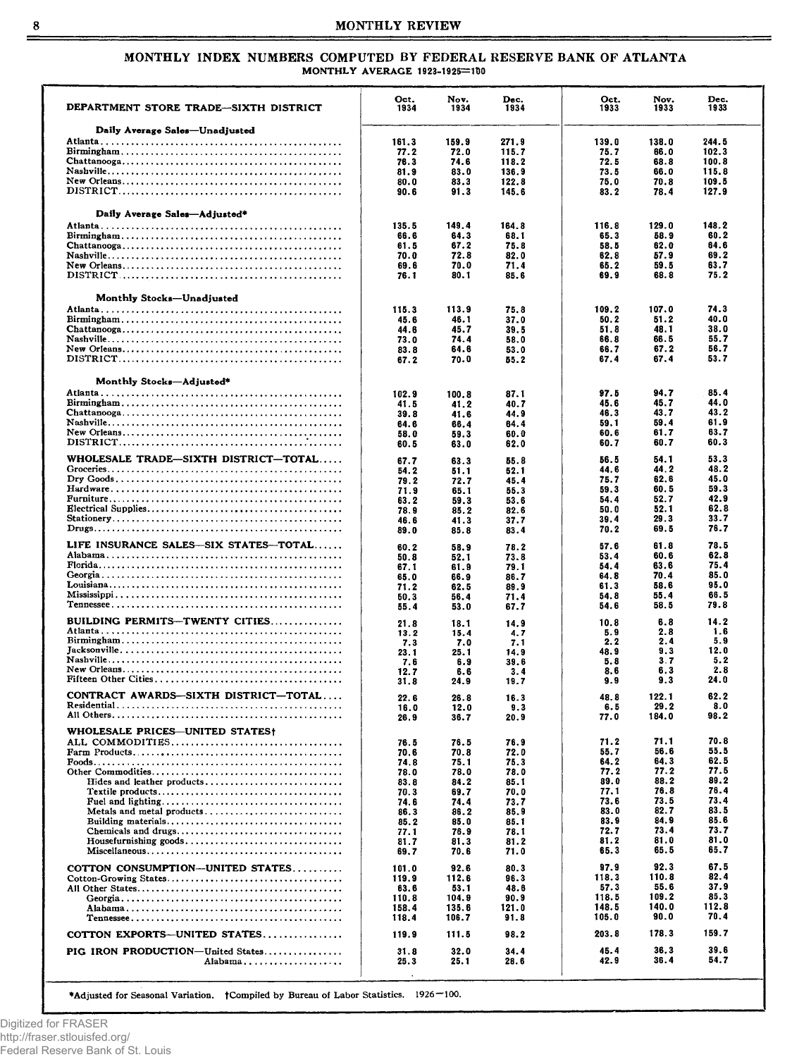## MONTHLY INDEX NUMBERS COMPUTED BY FEDERAL RESERVE BANK OF ATLANTA

MONTHLY AVERAGE 1923-1925=100

| DEPARTMENT STORE TRADE—SIXTH DISTRICT | Oct. 1934 | Nov. 1934 | Dec. 1934 | Oct. 1933 | Nov. 1933 | Dec. 1933 |
|---|---|---|---|---|---|---|
| **Daily Average Sales—Unadjusted** | | | | | | |
| Atlanta | 161.3 | 159.9 | 271.9 | 139.0 | 138.0 | 244.5 |
| Birmingham | 77.2 | 72.0 | 115.7 | 75.7 | 66.0 | 102.3 |
| Chattanooga | 76.3 | 74.6 | 118.2 | 72.5 | 68.8 | 100.8 |
| Nashville | 81.9 | 83.0 | 136.9 | 73.5 | 66.0 | 115.8 |
| New Orleans | 80.0 | 83.3 | 122.8 | 75.0 | 70.8 | 109.5 |
| DISTRICT | 90.6 | 91.3 | 145.6 | 83.2 | 78.4 | 127.9 |
| **Daily Average Sales—Adjusted*** | | | | | | |
| Atlanta | 135.5 | 149.4 | 164.8 | 116.8 | 129.0 | 148.2 |
| Birmingham | 66.6 | 64.3 | 68.1 | 65.3 | 58.9 | 60.2 |
| Chattanooga | 61.5 | 67.2 | 75.8 | 58.5 | 62.0 | 64.6 |
| Nashville | 70.0 | 72.8 | 82.0 | 62.8 | 57.9 | 69.2 |
| New Orleans | 69.6 | 70.0 | 71.4 | 65.2 | 59.5 | 63.7 |
| DISTRICT | 76.1 | 80.1 | 85.6 | 69.9 | 68.8 | 75.2 |
| **Monthly Stocks—Unadjusted** | | | | | | |
| Atlanta | 115.3 | 113.9 | 75.8 | 109.2 | 107.0 | 74.3 |
| Birmingham | 45.6 | 46.1 | 37.0 | 50.2 | 51.2 | 40.0 |
| Chattanooga | 44.6 | 45.7 | 39.5 | 51.8 | 48.1 | 38.0 |
| Nashville | 73.0 | 74.4 | 58.0 | 66.8 | 66.5 | 55.7 |
| New Orleans | 83.8 | 64.8 | 53.0 | 66.7 | 67.2 | 56.7 |
| DISTRICT | 67.2 | 70.0 | 55.2 | 67.4 | 67.4 | 53.7 |
| **Monthly Stocks—Adjusted*** | | | | | | |
| Atlanta | 102.9 | 100.8 | 87.1 | 97.5 | 94.7 | 85.4 |
| Birmingham | 41.5 | 41.2 | 40.7 | 45.6 | 45.7 | 44.0 |
| Chattanooga | 39.8 | 41.6 | 44.9 | 46.3 | 43.7 | 43.2 |
| Nashville | 64.6 | 66.4 | 64.4 | 59.1 | 59.4 | 61.9 |
| New Orleans | 58.0 | 59.3 | 60.0 | 60.6 | 61.7 | 63.7 |
| DISTRICT | 60.5 | 63.0 | 62.0 | 60.7 | 60.7 | 60.3 |
| **WHOLESALE TRADE—SIXTH DISTRICT—TOTAL** | 67.7 | 63.3 | 55.8 | 56.5 | 54.1 | 53.3 |
| Groceries | 54.2 | 51.1 | 52.1 | 44.6 | 44.2 | 48.2 |
| Dry Goods | 79.2 | 72.7 | 45.4 | 75.7 | 62.6 | 45.0 |
| Hardware | 71.9 | 65.1 | 55.3 | 59.3 | 60.5 | 59.3 |
| Furniture | 63.2 | 59.3 | 53.6 | 54.4 | 52.7 | 42.9 |
| Electrical Supplies | 78.9 | 85.2 | 82.6 | 50.0 | 52.1 | 62.8 |
| Stationery | 46.6 | 41.3 | 37.7 | 39.4 | 29.3 | 33.7 |
| Drugs | 89.0 | 85.8 | 83.4 | 70.2 | 69.5 | 76.7 |
| **LIFE INSURANCE SALES—SIX STATES—TOTAL** | 60.2 | 58.9 | 78.2 | 57.6 | 61.8 | 78.5 |
| Alabama | 50.8 | 52.1 | 73.8 | 53.4 | 60.6 | 62.8 |
| Florida | 67.1 | 61.9 | 79.1 | 54.4 | 63.6 | 75.4 |
| Georgia | 65.0 | 66.9 | 86.7 | 64.8 | 70.4 | 85.0 |
| Louisiana | 71.2 | 62.5 | 89.9 | 61.3 | 58.6 | 95.0 |
| Mississippi | 50.3 | 56.4 | 71.4 | 54.8 | 55.4 | 66.5 |
| Tennessee | 55.4 | 53.0 | 67.7 | 54.6 | 58.5 | 79.8 |
| **BUILDING PERMITS—TWENTY CITIES** | 21.8 | 18.1 | 14.9 | 10.8 | 6.8 | 14.2 |
| Atlanta | 13.2 | 15.4 | 4.7 | 5.9 | 2.8 | 1.6 |
| Birmingham | 7.3 | 7.0 | 7.1 | 2.2 | 2.4 | 5.9 |
| Jacksonville | 23.1 | 25.1 | 14.9 | 48.9 | 9.3 | 12.0 |
| Nashville | 7.6 | 6.9 | 39.6 | 5.8 | 3.7 | 5.2 |
| New Orleans | 12.7 | 6.6 | 3.4 | 8.6 | 6.3 | 2.8 |
| Fifteen Other Cities | 31.8 | 24.9 | 19.7 | 9.9 | 9.3 | 24.0 |
| **CONTRACT AWARDS—SIXTH DISTRICT—TOTAL** | 22.6 | 26.8 | 16.3 | 48.8 | 122.1 | 62.2 |
| Residential | 16.0 | 12.0 | 9.3 | 6.5 | 29.2 | 8.0 |
| All Others | 26.9 | 36.7 | 20.9 | 77.0 | 184.0 | 98.2 |
| **WHOLESALE PRICES—UNITED STATES†** | | | | | | |
| ALL COMMODITIES | 76.5 | 76.5 | 76.9 | 71.2 | 71.1 | 70.8 |
| Farm Products | 70.6 | 70.8 | 72.0 | 55.7 | 56.6 | 55.5 |
| Foods | 74.8 | 75.1 | 75.3 | 64.2 | 64.3 | 62.5 |
| Other Commodities | 78.0 | 78.0 | 78.0 | 77.2 | 77.2 | 77.5 |
| Hides and leather products | 83.8 | 84.2 | 85.1 | 89.0 | 88.2 | 89.2 |
| Textile products | 70.3 | 69.7 | 70.0 | 77.1 | 76.8 | 76.4 |
| Fuel and lighting | 74.6 | 74.4 | 73.7 | 73.6 | 73.5 | 73.4 |
| Metals and metal products | 86.3 | 86.2 | 85.9 | 83.0 | 82.7 | 83.5 |
| Building materials | 85.2 | 85.0 | 85.1 | 83.9 | 84.9 | 85.6 |
| Chemicals and drugs | 77.1 | 76.9 | 78.1 | 72.7 | 73.4 | 73.7 |
| Housefurnishing goods | 81.7 | 81.3 | 81.2 | 81.2 | 81.0 | 81.0 |
| Miscellaneous | 69.7 | 70.6 | 71.0 | 65.3 | 65.5 | 65.7 |
| **COTTON CONSUMPTION—UNITED STATES** | 101.0 | 92.6 | 80.3 | 97.9 | 92.3 | 67.5 |
| Cotton-Growing States | 119.9 | 112.6 | 96.3 | 118.3 | 110.8 | 82.4 |
| All Other States | 63.6 | 53.1 | 48.6 | 57.3 | 55.6 | 37.9 |
| Georgia | 110.8 | 104.9 | 90.9 | 118.5 | 109.2 | 85.3 |
| Alabama | 158.4 | 135.6 | 121.0 | 148.5 | 140.0 | 112.8 |
| Tennessee | 118.4 | 106.7 | 91.8 | 105.0 | 90.0 | 70.4 |
| **COTTON EXPORTS—UNITED STATES** | 119.9 | 111.5 | 98.2 | 203.8 | 178.3 | 159.7 |
| **PIG IRON PRODUCTION—United States** | 31.8 | 32.0 | 34.4 | 45.4 | 36.3 | 39.6 |
| Alabama | 25.3 | 25.1 | 28.6 | 42.9 | 36.4 | 54.7 |

*Adjusted for Seasonal Variation. †Compiled by Bureau of Labor Statistics. 1926—100.